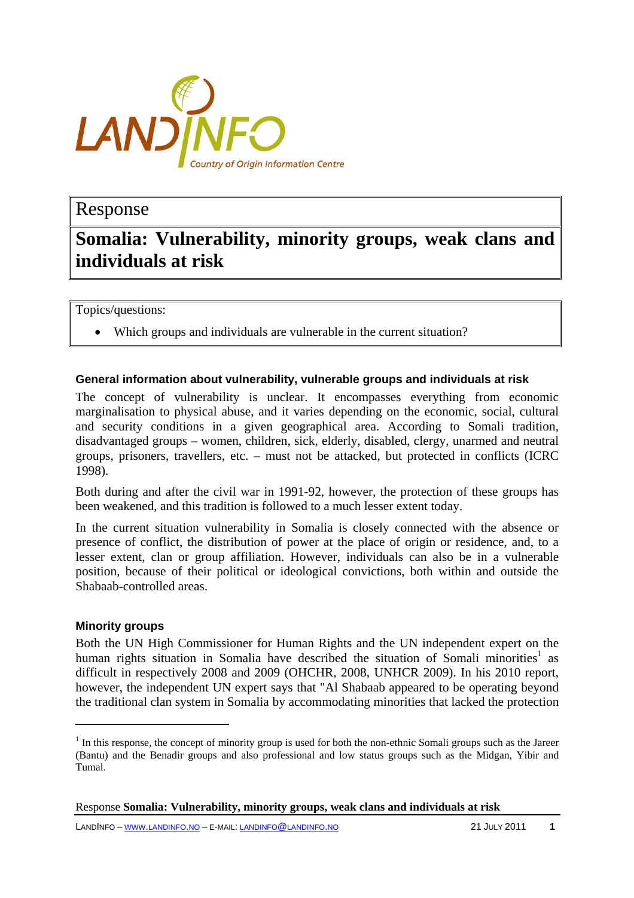LANDINFO

Country of Origin Information Centre

Response

# Somalia: Vulnerability, minority groups, weak clans and individuals at risk

Topics/questions:

- Which groups and individuals are vulnerable in the current situation?

### General information about vulnerability, vulnerable groups and individuals at risk

The concept of vulnerability is unclear. It encompasses everything from economic marginalisation to physical abuse, and it varies depending on the economic, social, cultural and security conditions in a given geographical area. According to Somali tradition, disadvantaged groups – women, children, sick, elderly, disabled, clergy, unarmed and neutral groups, prisoners, travellers, etc. – must not be attacked, but protected in conflicts (ICRC 1998).

Both during and after the civil war in 1991-92, however, the protection of these groups has been weakened, and this tradition is followed to a much lesser extent today.

In the current situation vulnerability in Somalia is closely connected with the absence or presence of conflict, the distribution of power at the place of origin or residence, and, to a lesser extent, clan or group affiliation. However, individuals can also be in a vulnerable position, because of their political or ideological convictions, both within and outside the Shabaab-controlled areas.

### Minority groups

Both the UN High Commissioner for Human Rights and the UN independent expert on the human rights situation in Somalia have described the situation of Somali minorities[1] as difficult in respectively 2008 and 2009 (OHCHR, 2008, UNHCR 2009). In his 2010 report, however, the independent UN expert says that "Al Shabaab appeared to be operating beyond the traditional clan system in Somalia by accommodating minorities that lacked the protection

[1] In this response, the concept of minority group is used for both the non-ethnic Somali groups such as the Jareer (Bantu) and the Benadir groups and also professional and low status groups such as the Midgan, Yibir and Tumal.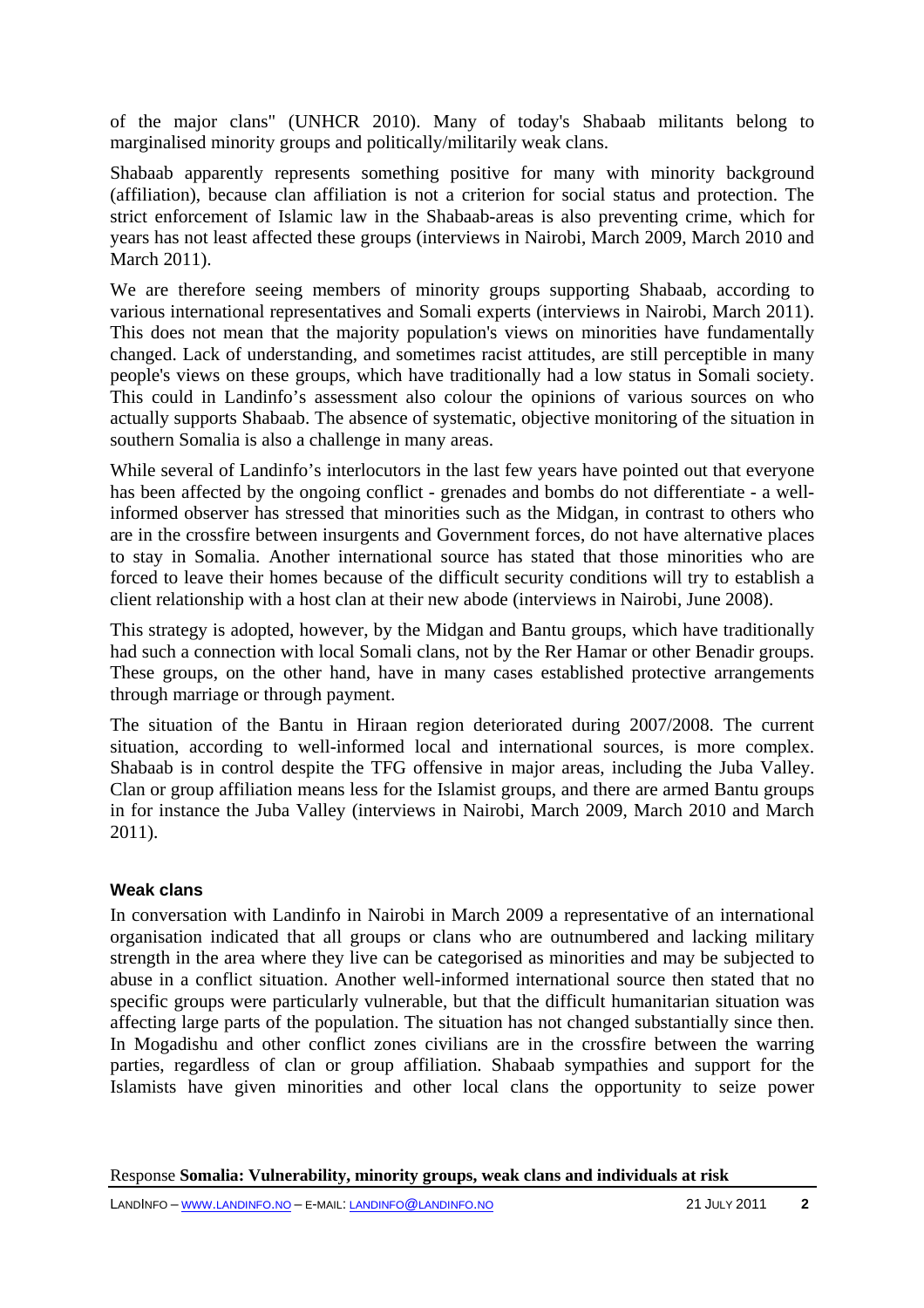of the major clans" (UNHCR 2010). Many of today's Shabaab militants belong to marginalised minority groups and politically/militarily weak clans.

Shabaab apparently represents something positive for many with minority background (affiliation), because clan affiliation is not a criterion for social status and protection. The strict enforcement of Islamic law in the Shabaab-areas is also preventing crime, which for years has not least affected these groups (interviews in Nairobi, March 2009, March 2010 and March 2011).

We are therefore seeing members of minority groups supporting Shabaab, according to various international representatives and Somali experts (interviews in Nairobi, March 2011). This does not mean that the majority population's views on minorities have fundamentally changed. Lack of understanding, and sometimes racist attitudes, are still perceptible in many people's views on these groups, which have traditionally had a low status in Somali society. This could in Landinfo's assessment also colour the opinions of various sources on who actually supports Shabaab. The absence of systematic, objective monitoring of the situation in southern Somalia is also a challenge in many areas.

While several of Landinfo's interlocutors in the last few years have pointed out that everyone has been affected by the ongoing conflict - grenades and bombs do not differentiate - a well-informed observer has stressed that minorities such as the Midgan, in contrast to others who are in the crossfire between insurgents and Government forces, do not have alternative places to stay in Somalia. Another international source has stated that those minorities who are forced to leave their homes because of the difficult security conditions will try to establish a client relationship with a host clan at their new abode (interviews in Nairobi, June 2008).

This strategy is adopted, however, by the Midgan and Bantu groups, which have traditionally had such a connection with local Somali clans, not by the Rer Hamar or other Benadir groups. These groups, on the other hand, have in many cases established protective arrangements through marriage or through payment.

The situation of the Bantu in Hiraan region deteriorated during 2007/2008. The current situation, according to well-informed local and international sources, is more complex. Shabaab is in control despite the TFG offensive in major areas, including the Juba Valley. Clan or group affiliation means less for the Islamist groups, and there are armed Bantu groups in for instance the Juba Valley (interviews in Nairobi, March 2009, March 2010 and March 2011).

### Weak clans

In conversation with Landinfo in Nairobi in March 2009 a representative of an international organisation indicated that all groups or clans who are outnumbered and lacking military strength in the area where they live can be categorised as minorities and may be subjected to abuse in a conflict situation. Another well-informed international source then stated that no specific groups were particularly vulnerable, but that the difficult humanitarian situation was affecting large parts of the population. The situation has not changed substantially since then. In Mogadishu and other conflict zones civilians are in the crossfire between the warring parties, regardless of clan or group affiliation. Shabaab sympathies and support for the Islamists have given minorities and other local clans the opportunity to seize power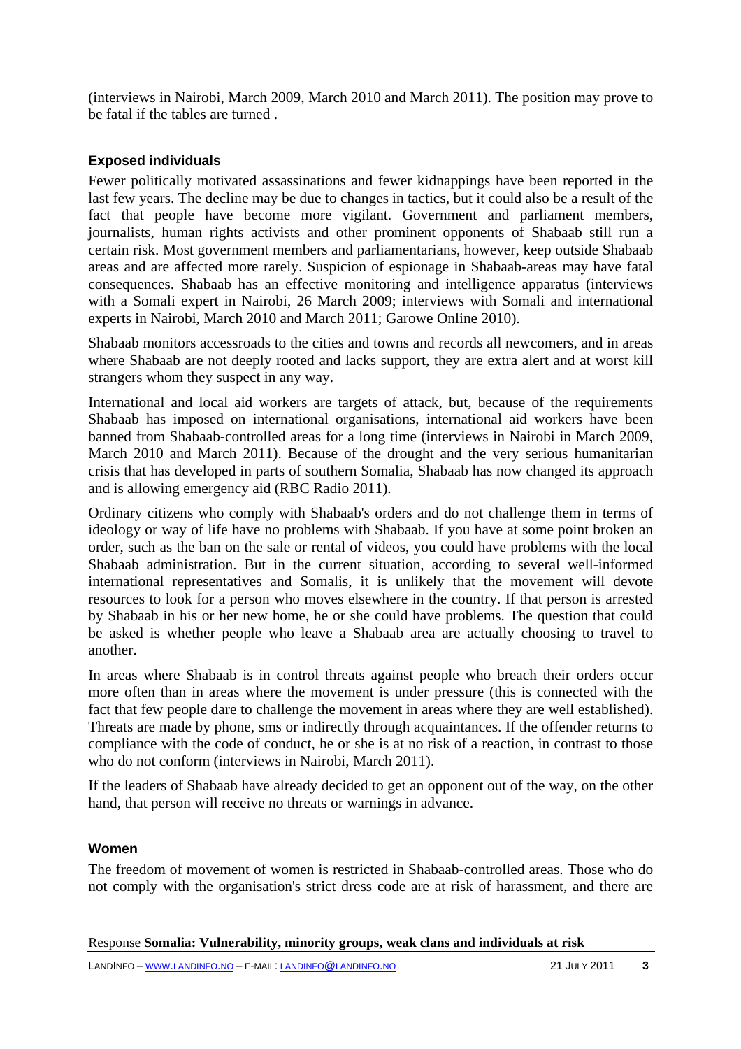(interviews in Nairobi, March 2009, March 2010 and March 2011). The position may prove to be fatal if the tables are turned .

### Exposed individuals

Fewer politically motivated assassinations and fewer kidnappings have been reported in the last few years. The decline may be due to changes in tactics, but it could also be a result of the fact that people have become more vigilant. Government and parliament members, journalists, human rights activists and other prominent opponents of Shabaab still run a certain risk. Most government members and parliamentarians, however, keep outside Shabaab areas and are affected more rarely. Suspicion of espionage in Shabaab-areas may have fatal consequences. Shabaab has an effective monitoring and intelligence apparatus (interviews with a Somali expert in Nairobi, 26 March 2009; interviews with Somali and international experts in Nairobi, March 2010 and March 2011; Garowe Online 2010).

Shabaab monitors accessroads to the cities and towns and records all newcomers, and in areas where Shabaab are not deeply rooted and lacks support, they are extra alert and at worst kill strangers whom they suspect in any way.

International and local aid workers are targets of attack, but, because of the requirements Shabaab has imposed on international organisations, international aid workers have been banned from Shabaab-controlled areas for a long time (interviews in Nairobi in March 2009, March 2010 and March 2011). Because of the drought and the very serious humanitarian crisis that has developed in parts of southern Somalia, Shabaab has now changed its approach and is allowing emergency aid (RBC Radio 2011).

Ordinary citizens who comply with Shabaab's orders and do not challenge them in terms of ideology or way of life have no problems with Shabaab. If you have at some point broken an order, such as the ban on the sale or rental of videos, you could have problems with the local Shabaab administration. But in the current situation, according to several well-informed international representatives and Somalis, it is unlikely that the movement will devote resources to look for a person who moves elsewhere in the country. If that person is arrested by Shabaab in his or her new home, he or she could have problems. The question that could be asked is whether people who leave a Shabaab area are actually choosing to travel to another.

In areas where Shabaab is in control threats against people who breach their orders occur more often than in areas where the movement is under pressure (this is connected with the fact that few people dare to challenge the movement in areas where they are well established). Threats are made by phone, sms or indirectly through acquaintances. If the offender returns to compliance with the code of conduct, he or she is at no risk of a reaction, in contrast to those who do not conform (interviews in Nairobi, March 2011).

If the leaders of Shabaab have already decided to get an opponent out of the way, on the other hand, that person will receive no threats or warnings in advance.

### Women

The freedom of movement of women is restricted in Shabaab-controlled areas. Those who do not comply with the organisation's strict dress code are at risk of harassment, and there are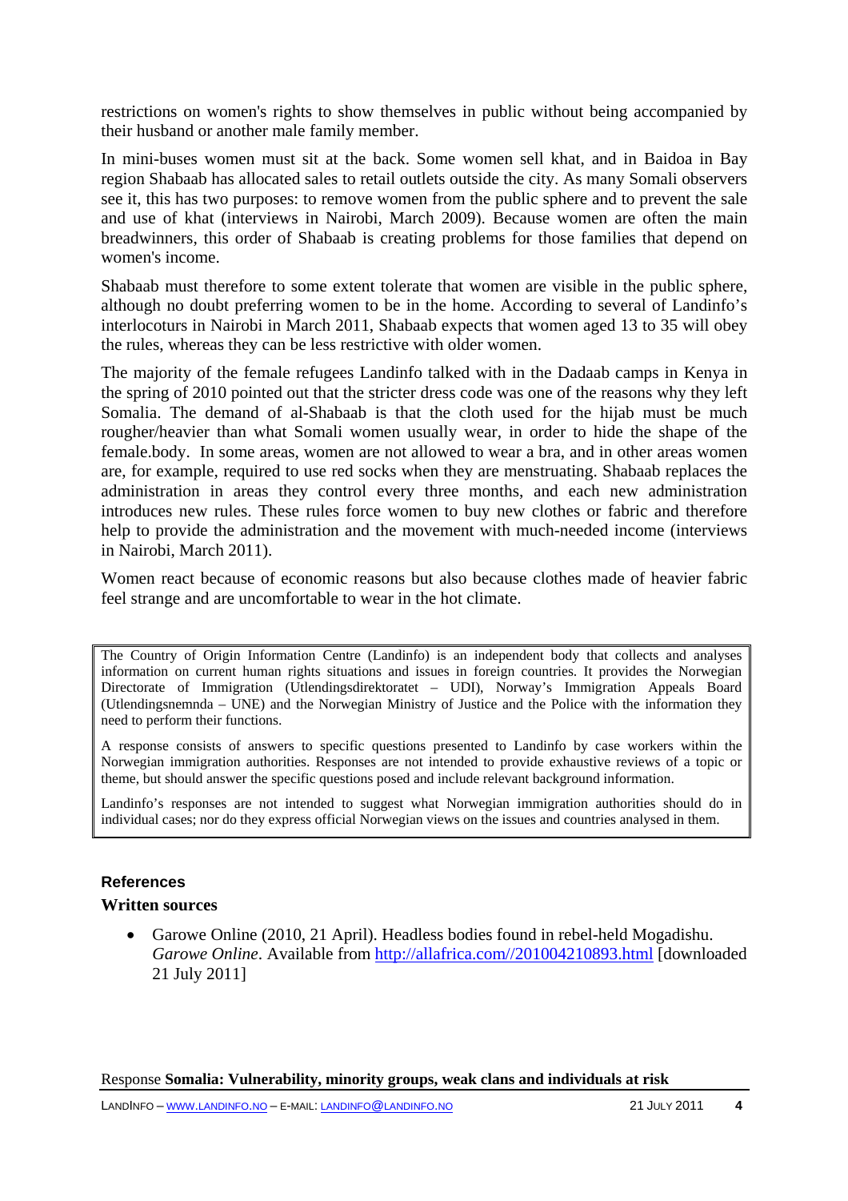restrictions on women's rights to show themselves in public without being accompanied by their husband or another male family member.

In mini-buses women must sit at the back. Some women sell khat, and in Baidoa in Bay region Shabaab has allocated sales to retail outlets outside the city. As many Somali observers see it, this has two purposes: to remove women from the public sphere and to prevent the sale and use of khat (interviews in Nairobi, March 2009). Because women are often the main breadwinners, this order of Shabaab is creating problems for those families that depend on women's income.

Shabaab must therefore to some extent tolerate that women are visible in the public sphere, although no doubt preferring women to be in the home. According to several of Landinfo's interlocuturs in Nairobi in March 2011, Shabaab expects that women aged 13 to 35 will obey the rules, whereas they can be less restrictive with older women.

The majority of the female refugees Landinfo talked with in the Dadaab camps in Kenya in the spring of 2010 pointed out that the stricter dress code was one of the reasons why they left Somalia. The demand of al-Shabaab is that the cloth used for the hijab must be much rougher/heavier than what Somali women usually wear, in order to hide the shape of the female.body. In some areas, women are not allowed to wear a bra, and in other areas women are, for example, required to use red socks when they are menstruating. Shabaab replaces the administration in areas they control every three months, and each new administration introduces new rules. These rules force women to buy new clothes or fabric and therefore help to provide the administration and the movement with much-needed income (interviews in Nairobi, March 2011).

Women react because of economic reasons but also because clothes made of heavier fabric feel strange and are uncomfortable to wear in the hot climate.

> The Country of Origin Information Centre (Landinfo) is an independent body that collects and analyses information on current human rights situations and issues in foreign countries. It provides the Norwegian Directorate of Immigration (Utlendingsdirektoratet – UDI), Norway's Immigration Appeals Board (Utlendingsnemnda – UNE) and the Norwegian Ministry of Justice and the Police with the information they need to perform their functions.
>
> A response consists of answers to specific questions presented to Landinfo by case workers within the Norwegian immigration authorities. Responses are not intended to provide exhaustive reviews of a topic or theme, but should answer the specific questions posed and include relevant background information.
>
> Landinfo's responses are not intended to suggest what Norwegian immigration authorities should do in individual cases; nor do they express official Norwegian views on the issues and countries analysed in them.

## References

### Written sources

- Garowe Online (2010, 21 April). Headless bodies found in rebel-held Mogadishu. *Garowe Online*. Available from http://allafrica.com//201004210893.html [downloaded 21 July 2011]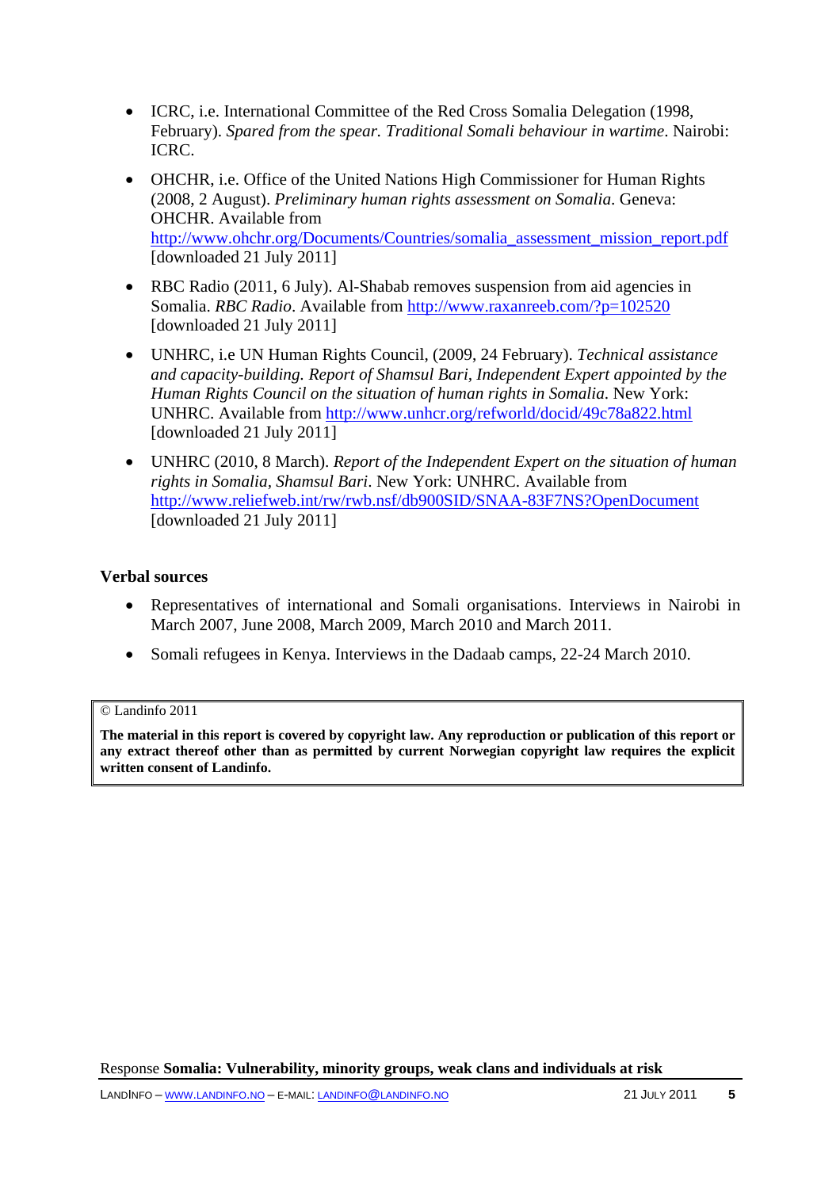- ICRC, i.e. International Committee of the Red Cross Somalia Delegation (1998, February). *Spared from the spear. Traditional Somali behaviour in wartime*. Nairobi: ICRC.
- OHCHR, i.e. Office of the United Nations High Commissioner for Human Rights (2008, 2 August). *Preliminary human rights assessment on Somalia*. Geneva: OHCHR. Available from http://www.ohchr.org/Documents/Countries/somalia_assessment_mission_report.pdf [downloaded 21 July 2011]
- RBC Radio (2011, 6 July). Al-Shabab removes suspension from aid agencies in Somalia. *RBC Radio*. Available from http://www.raxanreeb.com/?p=102520 [downloaded 21 July 2011]
- UNHRC, i.e UN Human Rights Council, (2009, 24 February). *Technical assistance and capacity-building. Report of Shamsul Bari, Independent Expert appointed by the Human Rights Council on the situation of human rights in Somalia*. New York: UNHRC. Available from http://www.unhcr.org/refworld/docid/49c78a822.html [downloaded 21 July 2011]
- UNHRC (2010, 8 March). *Report of the Independent Expert on the situation of human rights in Somalia, Shamsul Bari*. New York: UNHRC. Available from http://www.reliefweb.int/rw/rwb.nsf/db900SID/SNAA-83F7NS?OpenDocument [downloaded 21 July 2011]

**Verbal sources**

- Representatives of international and Somali organisations. Interviews in Nairobi in March 2007, June 2008, March 2009, March 2010 and March 2011.
- Somali refugees in Kenya. Interviews in the Dadaab camps, 22-24 March 2010.

© Landinfo 2011

**The material in this report is covered by copyright law. Any reproduction or publication of this report or any extract thereof other than as permitted by current Norwegian copyright law requires the explicit written consent of Landinfo.**